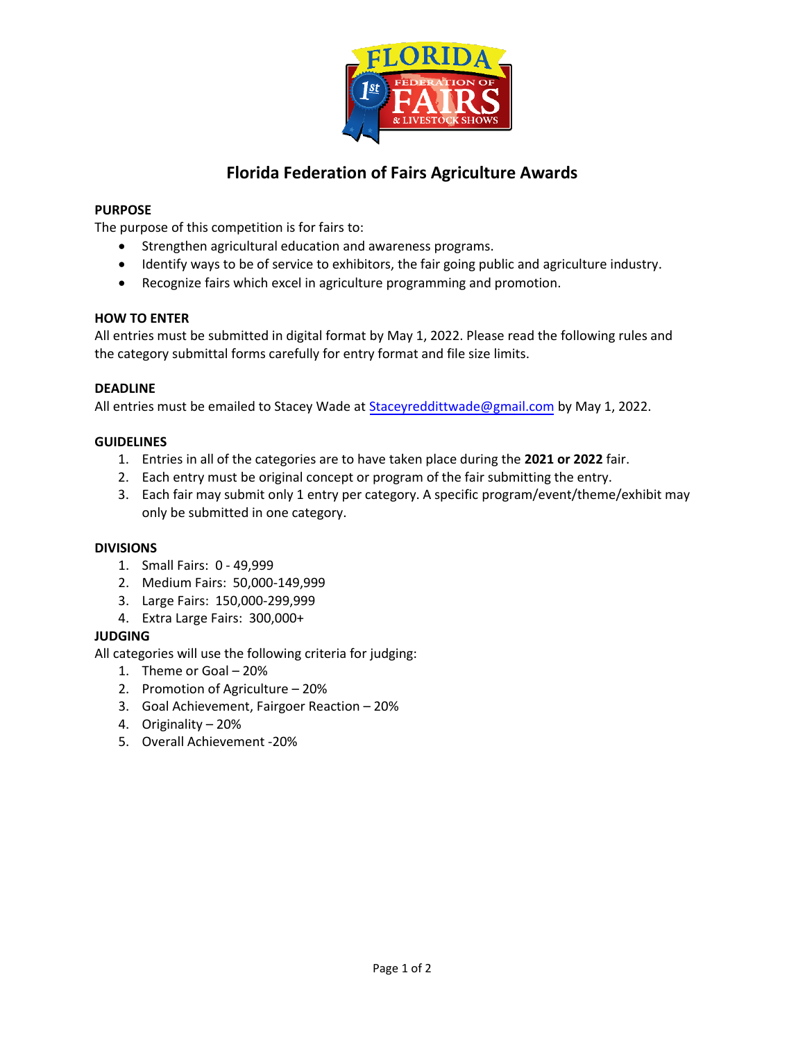# Florida Federation of Fairs Agriculture Awards

**PURPOSE**

The purpose of this competition is for fairs to:

- Strengthen agricultural education and awareness programs.
- Identify ways to be of service to exhibitors, the fair going public and agriculture industry.
- Recognize fairs which excel in agriculture programming and promotion.

**HOW TO ENTER**

All entries must be submitted in digital format by May 1, 2022. Please read the following rules and the category submittal forms carefully for entry format and file size limits.

**DEADLINE**

All entries must be emailed to Stacey Wade at Staceyreddittwade@gmail.com by May 1, 2022.

**GUIDELINES**

1. Entries in all of the categories are to have taken place during the **2021 or 2022** fair.
2. Each entry must be original concept or program of the fair submitting the entry.
3. Each fair may submit only 1 entry per category. A specific program/event/theme/exhibit may only be submitted in one category.

**DIVISIONS**

1. Small Fairs: 0 - 49,999
2. Medium Fairs: 50,000-149,999
3. Large Fairs: 150,000-299,999
4. Extra Large Fairs: 300,000+

**JUDGING**

All categories will use the following criteria for judging:

1. Theme or Goal – 20%
2. Promotion of Agriculture – 20%
3. Goal Achievement, Fairgoer Reaction – 20%
4. Originality – 20%
5. Overall Achievement -20%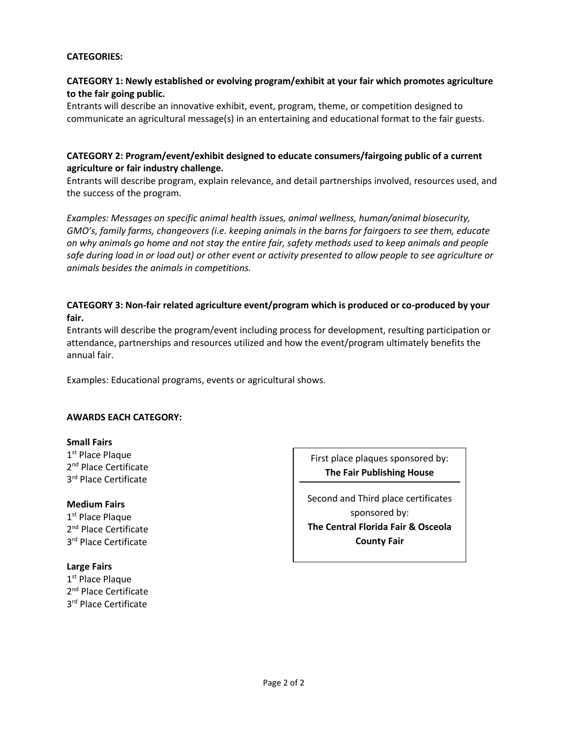**CATEGORIES:**

**CATEGORY 1: Newly established or evolving program/exhibit at your fair which promotes agriculture to the fair going public.**

Entrants will describe an innovative exhibit, event, program, theme, or competition designed to communicate an agricultural message(s) in an entertaining and educational format to the fair guests.

**CATEGORY 2: Program/event/exhibit designed to educate consumers/fairgoing public of a current agriculture or fair industry challenge.**

Entrants will describe program, explain relevance, and detail partnerships involved, resources used, and the success of the program.

*Examples: Messages on specific animal health issues, animal wellness, human/animal biosecurity, GMO's, family farms, changeovers (i.e. keeping animals in the barns for fairgoers to see them, educate on why animals go home and not stay the entire fair, safety methods used to keep animals and people safe during load in or load out) or other event or activity presented to allow people to see agriculture or animals besides the animals in competitions.*

**CATEGORY 3: Non-fair related agriculture event/program which is produced or co-produced by your fair.**

Entrants will describe the program/event including process for development, resulting participation or attendance, partnerships and resources utilized and how the event/program ultimately benefits the annual fair.

Examples: Educational programs, events or agricultural shows.

**AWARDS EACH CATEGORY:**

**Small Fairs**
1st Place Plaque
2nd Place Certificate
3rd Place Certificate

**Medium Fairs**
1st Place Plaque
2nd Place Certificate
3rd Place Certificate

**Large Fairs**
1st Place Plaque
2nd Place Certificate
3rd Place Certificate

First place plaques sponsored by:
**The Fair Publishing House**

Second and Third place certificates sponsored by:
**The Central Florida Fair & Osceola County Fair**